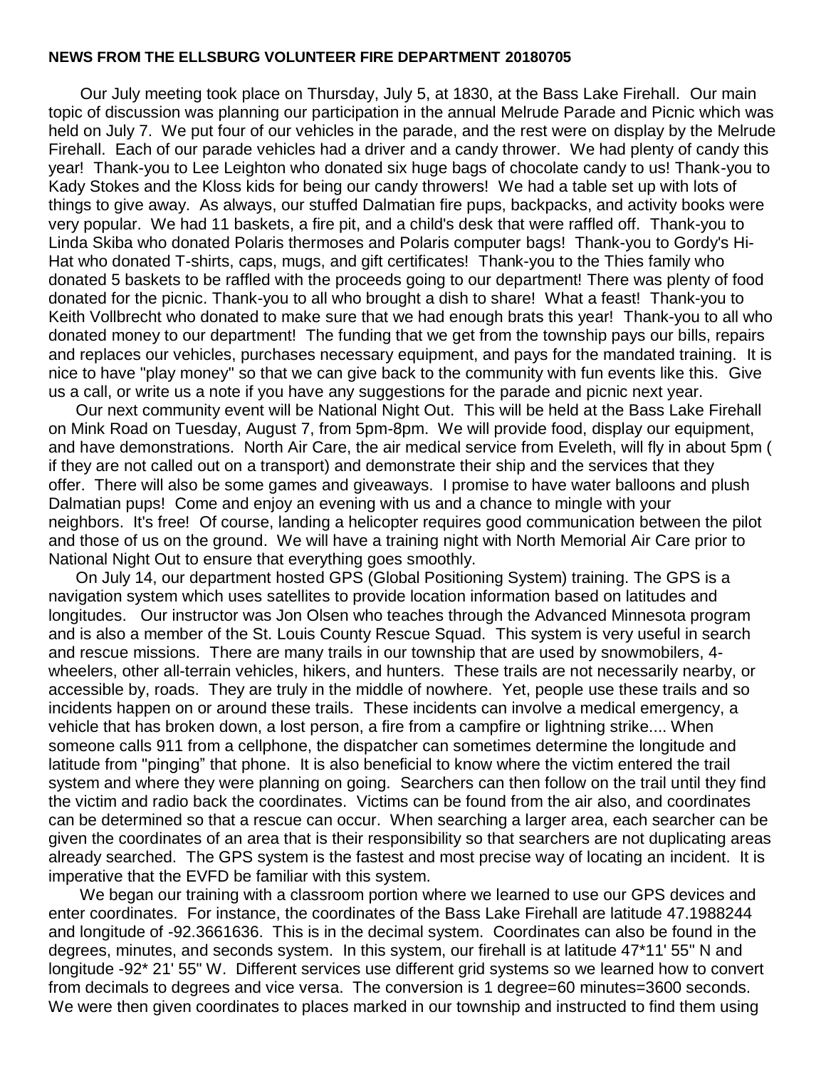**NEWS FROM THE ELLSBURG VOLUNTEER FIRE DEPARTMENT 20180705**

Our July meeting took place on Thursday, July 5, at 1830, at the Bass Lake Firehall. Our main topic of discussion was planning our participation in the annual Melrude Parade and Picnic which was held on July 7. We put four of our vehicles in the parade, and the rest were on display by the Melrude Firehall. Each of our parade vehicles had a driver and a candy thrower. We had plenty of candy this year! Thank-you to Lee Leighton who donated six huge bags of chocolate candy to us! Thank-you to Kady Stokes and the Kloss kids for being our candy throwers! We had a table set up with lots of things to give away. As always, our stuffed Dalmatian fire pups, backpacks, and activity books were very popular. We had 11 baskets, a fire pit, and a child's desk that were raffled off. Thank-you to Linda Skiba who donated Polaris thermoses and Polaris computer bags! Thank-you to Gordy's Hi-Hat who donated T-shirts, caps, mugs, and gift certificates! Thank-you to the Thies family who donated 5 baskets to be raffled with the proceeds going to our department! There was plenty of food donated for the picnic. Thank-you to all who brought a dish to share! What a feast! Thank-you to Keith Vollbrecht who donated to make sure that we had enough brats this year! Thank-you to all who donated money to our department! The funding that we get from the township pays our bills, repairs and replaces our vehicles, purchases necessary equipment, and pays for the mandated training. It is nice to have "play money" so that we can give back to the community with fun events like this. Give us a call, or write us a note if you have any suggestions for the parade and picnic next year.

Our next community event will be National Night Out. This will be held at the Bass Lake Firehall on Mink Road on Tuesday, August 7, from 5pm-8pm. We will provide food, display our equipment, and have demonstrations. North Air Care, the air medical service from Eveleth, will fly in about 5pm ( if they are not called out on a transport) and demonstrate their ship and the services that they offer. There will also be some games and giveaways. I promise to have water balloons and plush Dalmatian pups! Come and enjoy an evening with us and a chance to mingle with your neighbors. It's free! Of course, landing a helicopter requires good communication between the pilot and those of us on the ground. We will have a training night with North Memorial Air Care prior to National Night Out to ensure that everything goes smoothly.

On July 14, our department hosted GPS (Global Positioning System) training. The GPS is a navigation system which uses satellites to provide location information based on latitudes and longitudes. Our instructor was Jon Olsen who teaches through the Advanced Minnesota program and is also a member of the St. Louis County Rescue Squad. This system is very useful in search and rescue missions. There are many trails in our township that are used by snowmobilers, 4-wheelers, other all-terrain vehicles, hikers, and hunters. These trails are not necessarily nearby, or accessible by, roads. They are truly in the middle of nowhere. Yet, people use these trails and so incidents happen on or around these trails. These incidents can involve a medical emergency, a vehicle that has broken down, a lost person, a fire from a campfire or lightning strike.... When someone calls 911 from a cellphone, the dispatcher can sometimes determine the longitude and latitude from "pinging" that phone. It is also beneficial to know where the victim entered the trail system and where they were planning on going. Searchers can then follow on the trail until they find the victim and radio back the coordinates. Victims can be found from the air also, and coordinates can be determined so that a rescue can occur. When searching a larger area, each searcher can be given the coordinates of an area that is their responsibility so that searchers are not duplicating areas already searched. The GPS system is the fastest and most precise way of locating an incident. It is imperative that the EVFD be familiar with this system.

We began our training with a classroom portion where we learned to use our GPS devices and enter coordinates. For instance, the coordinates of the Bass Lake Firehall are latitude 47.1988244 and longitude of -92.3661636. This is in the decimal system. Coordinates can also be found in the degrees, minutes, and seconds system. In this system, our firehall is at latitude 47*11' 55" N and longitude -92* 21' 55" W. Different services use different grid systems so we learned how to convert from decimals to degrees and vice versa. The conversion is 1 degree=60 minutes=3600 seconds. We were then given coordinates to places marked in our township and instructed to find them using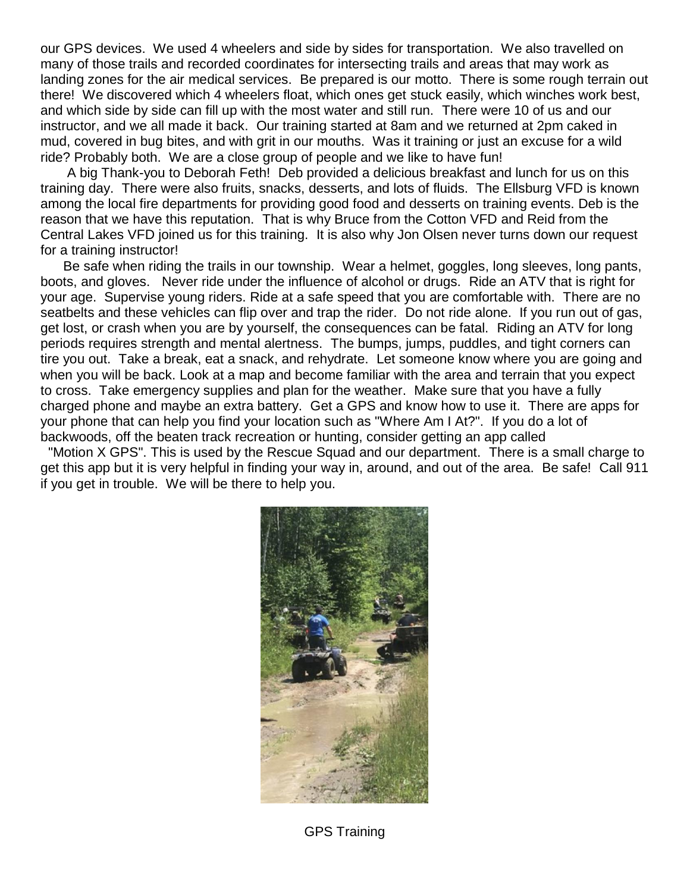our GPS devices. We used 4 wheelers and side by sides for transportation. We also travelled on many of those trails and recorded coordinates for intersecting trails and areas that may work as landing zones for the air medical services. Be prepared is our motto. There is some rough terrain out there! We discovered which 4 wheelers float, which ones get stuck easily, which winches work best, and which side by side can fill up with the most water and still run. There were 10 of us and our instructor, and we all made it back. Our training started at 8am and we returned at 2pm caked in mud, covered in bug bites, and with grit in our mouths. Was it training or just an excuse for a wild ride? Probably both. We are a close group of people and we like to have fun!

A big Thank-you to Deborah Feth! Deb provided a delicious breakfast and lunch for us on this training day. There were also fruits, snacks, desserts, and lots of fluids. The Ellsburg VFD is known among the local fire departments for providing good food and desserts on training events. Deb is the reason that we have this reputation. That is why Bruce from the Cotton VFD and Reid from the Central Lakes VFD joined us for this training. It is also why Jon Olsen never turns down our request for a training instructor!

Be safe when riding the trails in our township. Wear a helmet, goggles, long sleeves, long pants, boots, and gloves. Never ride under the influence of alcohol or drugs. Ride an ATV that is right for your age. Supervise young riders. Ride at a safe speed that you are comfortable with. There are no seatbelts and these vehicles can flip over and trap the rider. Do not ride alone. If you run out of gas, get lost, or crash when you are by yourself, the consequences can be fatal. Riding an ATV for long periods requires strength and mental alertness. The bumps, jumps, puddles, and tight corners can tire you out. Take a break, eat a snack, and rehydrate. Let someone know where you are going and when you will be back. Look at a map and become familiar with the area and terrain that you expect to cross. Take emergency supplies and plan for the weather. Make sure that you have a fully charged phone and maybe an extra battery. Get a GPS and know how to use it. There are apps for your phone that can help you find your location such as "Where Am I At?". If you do a lot of backwoods, off the beaten track recreation or hunting, consider getting an app called "Motion X GPS". This is used by the Rescue Squad and our department. There is a small charge to get this app but it is very helpful in finding your way in, around, and out of the area. Be safe! Call 911 if you get in trouble. We will be there to help you.

GPS Training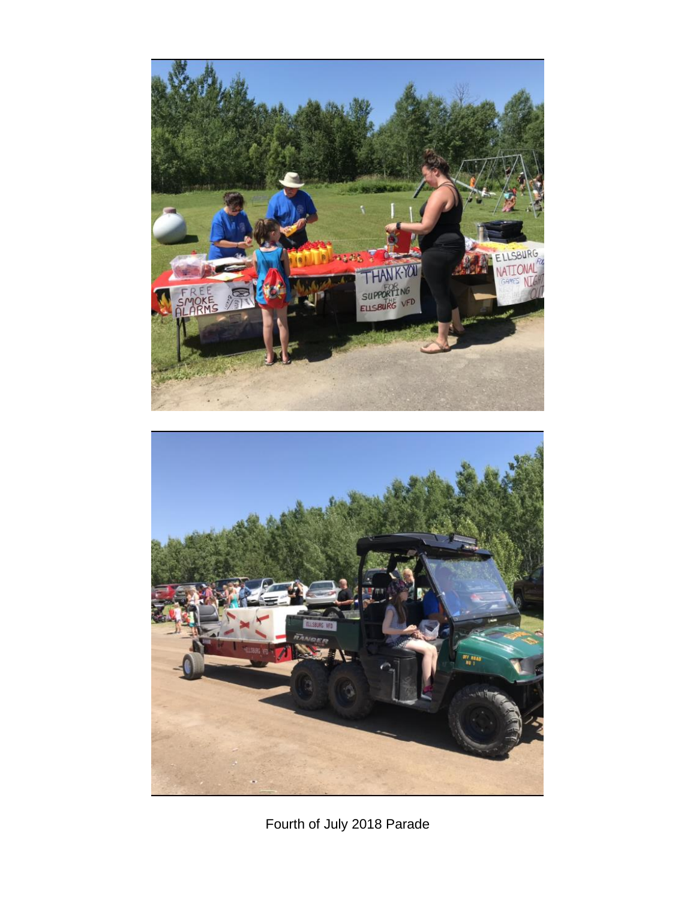Fourth of July 2018 Parade